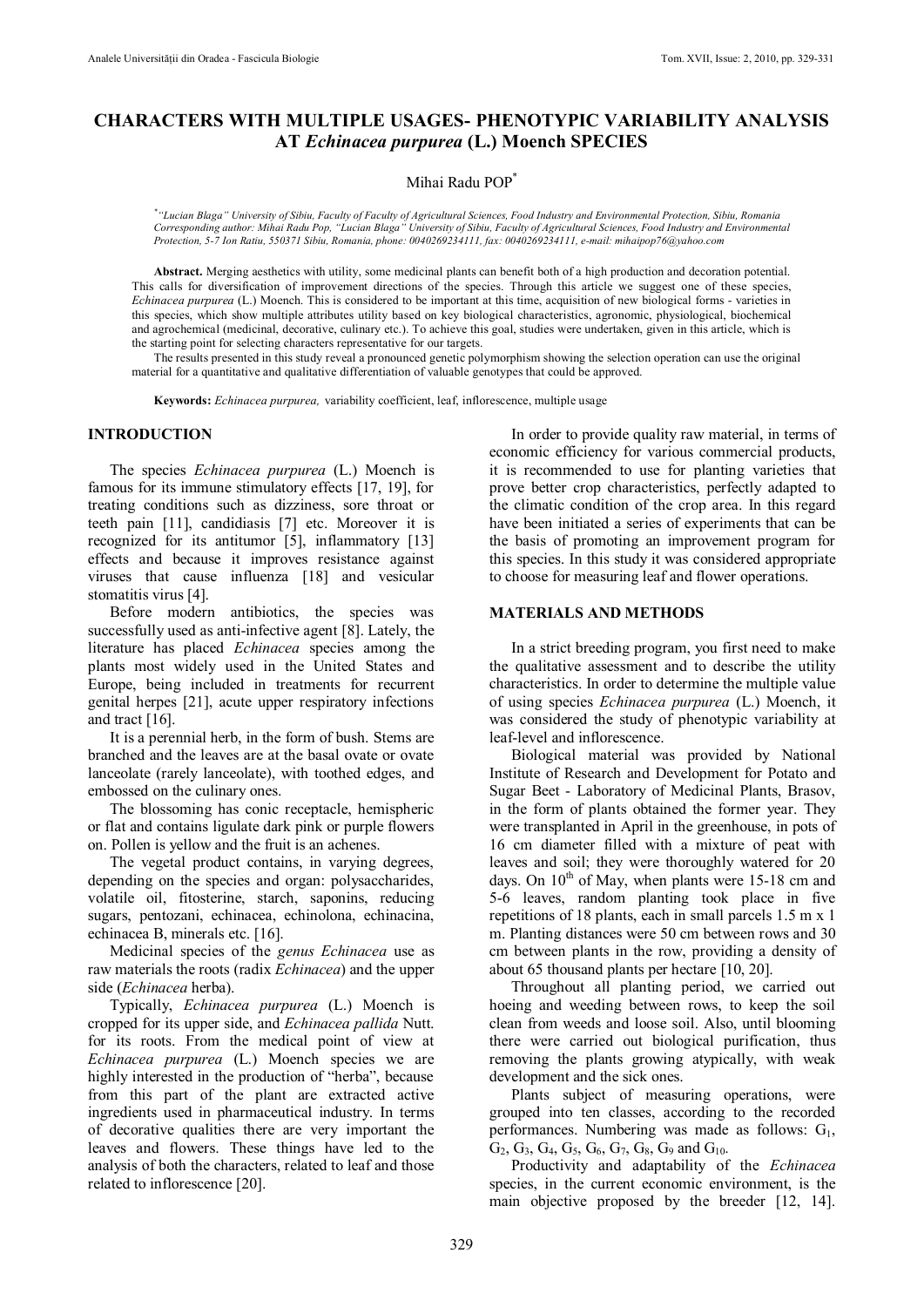# CHARACTERS WITH MULTIPLE USAGES- PHENOTYPIC VARIABILITY ANALYSIS AT *Echinacea purpurea* (L.) Moench SPECIES

Mihai Radu POP*

*"Lucian Blaga" University of Sibiu, Faculty of Faculty of Agricultural Sciences, Food Industry and Environmental Protection, Sibiu, Romania
Corresponding author: Mihai Radu Pop, "Lucian Blaga" University of Sibiu, Faculty of Agricultural Sciences, Food Industry and Environmental Protection, 5-7 Ion Ratiu, 550371 Sibiu, Romania, phone: 0040269234111, fax: 0040269234111, e-mail: mihaipop76@yahoo.com*

**Abstract.** Merging aesthetics with utility, some medicinal plants can benefit both of a high production and decoration potential. This calls for diversification of improvement directions of the species. Through this article we suggest one of these species, *Echinacea purpurea* (L.) Moench. This is considered to be important at this time, acquisition of new biological forms - varieties in this species, which show multiple attributes utility based on key biological characteristics, agronomic, physiological, biochemical and agrochemical (medicinal, decorative, culinary etc.). To achieve this goal, studies were undertaken, given in this article, which is the starting point for selecting characters representative for our targets.

The results presented in this study reveal a pronounced genetic polymorphism showing the selection operation can use the original material for a quantitative and qualitative differentiation of valuable genotypes that could be approved.

**Keywords:** *Echinacea purpurea,* variability coefficient, leaf, inflorescence, multiple usage

## INTRODUCTION

The species *Echinacea purpurea* (L.) Moench is famous for its immune stimulatory effects [17, 19], for treating conditions such as dizziness, sore throat or teeth pain [11], candidiasis [7] etc. Moreover it is recognized for its antitumor [5], inflammatory [13] effects and because it improves resistance against viruses that cause influenza [18] and vesicular stomatitis virus [4].

Before modern antibiotics, the species was successfully used as anti-infective agent [8]. Lately, the literature has placed *Echinacea* species among the plants most widely used in the United States and Europe, being included in treatments for recurrent genital herpes [21], acute upper respiratory infections and tract [16].

It is a perennial herb, in the form of bush. Stems are branched and the leaves are at the basal ovate or ovate lanceolate (rarely lanceolate), with toothed edges, and embossed on the culinary ones.

The blossoming has conic receptacle, hemispheric or flat and contains ligulate dark pink or purple flowers on. Pollen is yellow and the fruit is an achenes.

The vegetal product contains, in varying degrees, depending on the species and organ: polysaccharides, volatile oil, fitosterine, starch, saponins, reducing sugars, pentozani, echinacea, echinolona, echinacina, echinacea B, minerals etc. [16].

Medicinal species of the *genus Echinacea* use as raw materials the roots (radix *Echinacea*) and the upper side (*Echinacea* herba).

Typically, *Echinacea purpurea* (L.) Moench is cropped for its upper side, and *Echinacea pallida* Nutt. for its roots. From the medical point of view at *Echinacea purpurea* (L.) Moench species we are highly interested in the production of "herba", because from this part of the plant are extracted active ingredients used in pharmaceutical industry. In terms of decorative qualities there are very important the leaves and flowers. These things have led to the analysis of both the characters, related to leaf and those related to inflorescence [20].

In order to provide quality raw material, in terms of economic efficiency for various commercial products, it is recommended to use for planting varieties that prove better crop characteristics, perfectly adapted to the climatic condition of the crop area. In this regard have been initiated a series of experiments that can be the basis of promoting an improvement program for this species. In this study it was considered appropriate to choose for measuring leaf and flower operations.

## MATERIALS AND METHODS

In a strict breeding program, you first need to make the qualitative assessment and to describe the utility characteristics. In order to determine the multiple value of using species *Echinacea purpurea* (L.) Moench, it was considered the study of phenotypic variability at leaf-level and inflorescence.

Biological material was provided by National Institute of Research and Development for Potato and Sugar Beet - Laboratory of Medicinal Plants, Brasov, in the form of plants obtained the former year. They were transplanted in April in the greenhouse, in pots of 16 cm diameter filled with a mixture of peat with leaves and soil; they were thoroughly watered for 20 days. On 10th of May, when plants were 15-18 cm and 5-6 leaves, random planting took place in five repetitions of 18 plants, each in small parcels 1.5 m x 1 m. Planting distances were 50 cm between rows and 30 cm between plants in the row, providing a density of about 65 thousand plants per hectare [10, 20].

Throughout all planting period, we carried out hoeing and weeding between rows, to keep the soil clean from weeds and loose soil. Also, until blooming there were carried out biological purification, thus removing the plants growing atypically, with weak development and the sick ones.

Plants subject of measuring operations, were grouped into ten classes, according to the recorded performances. Numbering was made as follows: $G_1$, $G_2$, $G_3$, $G_4$, $G_5$, $G_6$, $G_7$, $G_8$, $G_9$ and $G_{10}$.

Productivity and adaptability of the *Echinacea* species, in the current economic environment, is the main objective proposed by the breeder [12, 14].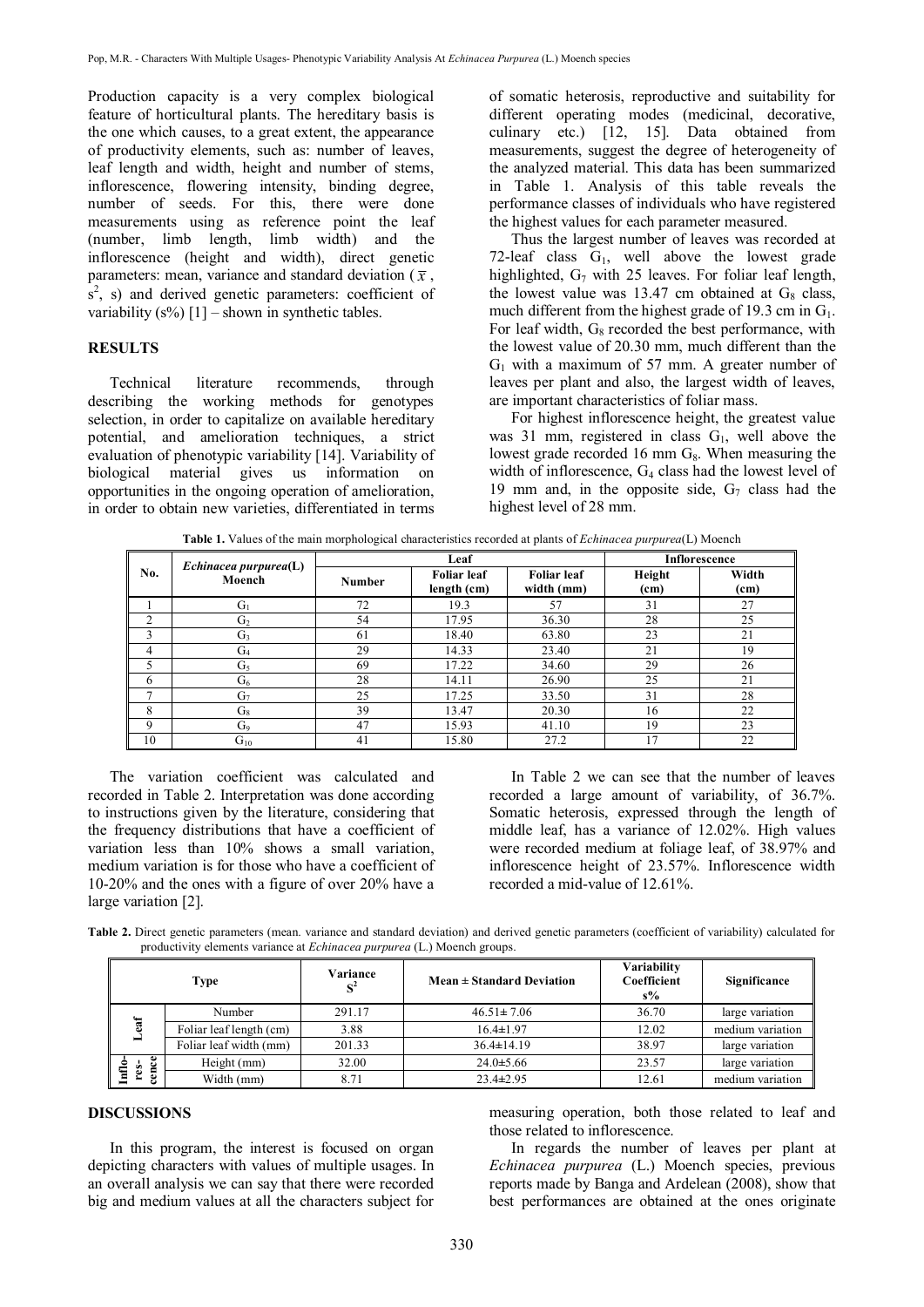Production capacity is a very complex biological feature of horticultural plants. The hereditary basis is the one which causes, to a great extent, the appearance of productivity elements, such as: number of leaves, leaf length and width, height and number of stems, inflorescence, flowering intensity, binding degree, number of seeds. For this, there were done measurements using as reference point the leaf (number, limb length, limb width) and the inflorescence (height and width), direct genetic parameters: mean, variance and standard deviation ($\bar{x}$, $s^2$, s) and derived genetic parameters: coefficient of variability (s%) [1] – shown in synthetic tables.

## RESULTS

Technical literature recommends, through describing the working methods for genotypes selection, in order to capitalize on available hereditary potential, and amelioration techniques, a strict evaluation of phenotypic variability [14]. Variability of biological material gives us information on opportunities in the ongoing operation of amelioration, in order to obtain new varieties, differentiated in terms of somatic heterosis, reproductive and suitability for different operating modes (medicinal, decorative, culinary etc.) [12, 15]. Data obtained from measurements, suggest the degree of heterogeneity of the analyzed material. This data has been summarized in Table 1. Analysis of this table reveals the performance classes of individuals who have registered the highest values for each parameter measured.

Thus the largest number of leaves was recorded at 72-leaf class $G_1$, well above the lowest grade highlighted, $G_7$ with 25 leaves. For foliar leaf length, the lowest value was 13.47 cm obtained at $G_8$ class, much different from the highest grade of 19.3 cm in $G_1$. For leaf width, $G_8$ recorded the best performance, with the lowest value of 20.30 mm, much different than the $G_1$ with a maximum of 57 mm. A greater number of leaves per plant and also, the largest width of leaves, are important characteristics of foliar mass.

For highest inflorescence height, the greatest value was 31 mm, registered in class $G_1$, well above the lowest grade recorded 16 mm $G_8$. When measuring the width of inflorescence, $G_4$ class had the lowest level of 19 mm and, in the opposite side, $G_7$ class had the highest level of 28 mm.

**Table 1.** Values of the main morphological characteristics recorded at plants of *Echinacea purpurea*(L) Moench

| No. | *Echinacea purpurea*(L) Moench | Leaf | | | Inflorescence | |
|---|---|---|---|---|---|---|
| | | Number | Foliar leaf length (cm) | Foliar leaf width (mm) | Height (cm) | Width (cm) |
| 1 | $G_1$ | 72 | 19.3 | 57 | 31 | 27 |
| 2 | $G_2$ | 54 | 17.95 | 36.30 | 28 | 25 |
| 3 | $G_3$ | 61 | 18.40 | 63.80 | 23 | 21 |
| 4 | $G_4$ | 29 | 14.33 | 23.40 | 21 | 19 |
| 5 | $G_5$ | 69 | 17.22 | 34.60 | 29 | 26 |
| 6 | $G_6$ | 28 | 14.11 | 26.90 | 25 | 21 |
| 7 | $G_7$ | 25 | 17.25 | 33.50 | 31 | 28 |
| 8 | $G_8$ | 39 | 13.47 | 20.30 | 16 | 22 |
| 9 | $G_9$ | 47 | 15.93 | 41.10 | 19 | 23 |
| 10 | $G_{10}$ | 41 | 15.80 | 27.2 | 17 | 22 |

The variation coefficient was calculated and recorded in Table 2. Interpretation was done according to instructions given by the literature, considering that the frequency distributions that have a coefficient of variation less than 10% shows a small variation, medium variation is for those who have a coefficient of 10-20% and the ones with a figure of over 20% have a large variation [2].

In Table 2 we can see that the number of leaves recorded a large amount of variability, of 36.7%. Somatic heterosis, expressed through the length of middle leaf, has a variance of 12.02%. High values were recorded medium at foliage leaf, of 38.97% and inflorescence height of 23.57%. Inflorescence width recorded a mid-value of 12.61%.

**Table 2.** Direct genetic parameters (mean. variance and standard deviation) and derived genetic parameters (coefficient of variability) calculated for productivity elements variance at *Echinacea purpurea* (L.) Moench groups.

| Type | | Variance $S^2$ | Mean ± Standard Deviation | Variability Coefficient s% | Significance |
|---|---|---|---|---|---|
| Leaf | Number | 291.17 | 46.51± 7.06 | 36.70 | large variation |
| | Foliar leaf length (cm) | 3.88 | 16.4±1.97 | 12.02 | medium variation |
| | Foliar leaf width (mm) | 201.33 | 36.4±14.19 | 38.97 | large variation |
| Inflo-res-cence | Height (mm) | 32.00 | 24.0±5.66 | 23.57 | large variation |
| | Width (mm) | 8.71 | 23.4±2.95 | 12.61 | medium variation |

## DISCUSSIONS

In this program, the interest is focused on organ depicting characters with values of multiple usages. In an overall analysis we can say that there were recorded big and medium values at all the characters subject for measuring operation, both those related to leaf and those related to inflorescence.

In regards the number of leaves per plant at *Echinacea purpurea* (L.) Moench species, previous reports made by Banga and Ardelean (2008), show that best performances are obtained at the ones originate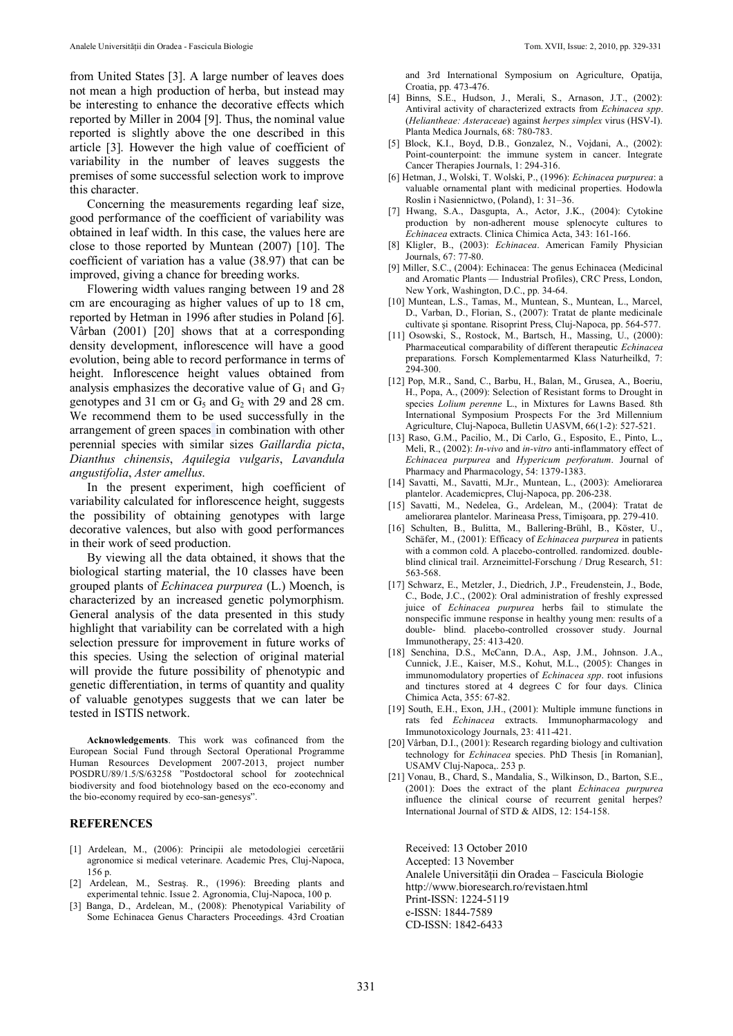from United States [3]. A large number of leaves does not mean a high production of herba, but instead may be interesting to enhance the decorative effects which reported by Miller in 2004 [9]. Thus, the nominal value reported is slightly above the one described in this article [3]. However the high value of coefficient of variability in the number of leaves suggests the premises of some successful selection work to improve this character.

Concerning the measurements regarding leaf size, good performance of the coefficient of variability was obtained in leaf width. In this case, the values here are close to those reported by Muntean (2007) [10]. The coefficient of variation has a value (38.97) that can be improved, giving a chance for breeding works.

Flowering width values ranging between 19 and 28 cm are encouraging as higher values of up to 18 cm, reported by Hetman in 1996 after studies in Poland [6]. Vârban (2001) [20] shows that at a corresponding density development, inflorescence will have a good evolution, being able to record performance in terms of height. Inflorescence height values obtained from analysis emphasizes the decorative value of $G_1$ and $G_7$ genotypes and 31 cm or $G_5$ and $G_2$ with 29 and 28 cm. We recommend them to be used successfully in the arrangement of green spaces in combination with other perennial species with similar sizes *Gaillardia picta*, *Dianthus chinensis*, *Aquilegia vulgaris*, *Lavandula angustifolia*, *Aster amellus*.

In the present experiment, high coefficient of variability calculated for inflorescence height, suggests the possibility of obtaining genotypes with large decorative valences, but also with good performances in their work of seed production.

By viewing all the data obtained, it shows that the biological starting material, the 10 classes have been grouped plants of *Echinacea purpurea* (L.) Moench, is characterized by an increased genetic polymorphism. General analysis of the data presented in this study highlight that variability can be correlated with a high selection pressure for improvement in future works of this species. Using the selection of original material will provide the future possibility of phenotypic and genetic differentiation, in terms of quantity and quality of valuable genotypes suggests that we can later be tested in ISTIS network.

**Acknowledgements**. This work was cofinanced from the European Social Fund through Sectoral Operational Programme Human Resources Development 2007-2013, project number POSDRU/89/1.5/S/63258 "Postdoctoral school for zootechnical biodiversity and food biotehnology based on the eco-economy and the bio-economy required by eco-san-genesys".

## REFERENCES

[1] Ardelean, M., (2006): Principii ale metodologiei cercetării agronomice si medical veterinare. Academic Pres, Cluj-Napoca, 156 p.

[2] Ardelean, M., Sestraş. R., (1996): Breeding plants and experimental tehnic. Issue 2. Agronomia, Cluj-Napoca, 100 p.

[3] Banga, D., Ardelean, M., (2008): Phenotypical Variability of Some Echinacea Genus Characters Proceedings. 43rd Croatian and 3rd International Symposium on Agriculture, Opatija, Croatia, pp. 473-476.

[4] Binns, S.E., Hudson, J., Merali, S., Arnason, J.T., (2002): Antiviral activity of characterized extracts from *Echinacea spp*. (*Heliantheae: Asteraceae*) against *herpes simplex* virus (HSV-I). Planta Medica Journals, 68: 780-783.

[5] Block, K.I., Boyd, D.B., Gonzalez, N., Vojdani, A., (2002): Point-counterpoint: the immune system in cancer. Integrate Cancer Therapies Journals, 1: 294-316.

[6] Hetman, J., Wolski, T. Wolski, P., (1996): *Echinacea purpurea*: a valuable ornamental plant with medicinal properties. Hodowla Roslin i Nasiennictwo, (Poland), 1: 31–36.

[7] Hwang, S.A., Dasgupta, A., Actor, J.K., (2004): Cytokine production by non-adherent mouse splenocyte cultures to *Echinacea* extracts. Clinica Chimica Acta, 343: 161-166.

[8] Kligler, B., (2003): *Echinacea*. American Family Physician Journals, 67: 77-80.

[9] Miller, S.C., (2004): Echinacea: The genus Echinacea (Medicinal and Aromatic Plants — Industrial Profiles), CRC Press, London, New York, Washington, D.C., pp. 34-64.

[10] Muntean, L.S., Tamas, M., Muntean, S., Muntean, L., Marcel, D., Varban, D., Florian, S., (2007): Tratat de plante medicinale cultivate şi spontane. Risoprint Press, Cluj-Napoca, pp. 564-577.

[11] Osowski, S., Rostock, M., Bartsch, H., Massing, U., (2000): Pharmaceutical comparability of different therapeutic *Echinacea* preparations. Forsch Komplementarmed Klass Naturheilkd, 7: 294-300.

[12] Pop, M.R., Sand, C., Barbu, H., Balan, M., Grusea, A., Boeriu, H., Popa, A., (2009): Selection of Resistant forms to Drought in species *Lolium perenne* L., in Mixtures for Lawns Based. 8th International Symposium Prospects For the 3rd Millennium Agriculture, Cluj-Napoca, Bulletin UASVM, 66(1-2): 527-521.

[13] Raso, G.M., Pacilio, M., Di Carlo, G., Esposito, E., Pinto, L., Meli, R., (2002): *In-vivo* and *in-vitro* anti-inflammatory effect of *Echinacea purpurea* and *Hypericum perforatum*. Journal of Pharmacy and Pharmacology, 54: 1379-1383.

[14] Savatti, M., Savatti, M.Jr., Muntean, L., (2003): Ameliorarea plantelor. Academicpres, Cluj-Napoca, pp. 206-238.

[15] Savatti, M., Nedelea, G., Ardelean, M., (2004): Tratat de ameliorarea plantelor. Marineasa Press, Timişoara, pp. 279-410.

[16] Schulten, B., Bulitta, M., Ballering-Brühl, B., Köster, U., Schäfer, M., (2001): Efficacy of *Echinacea purpurea* in patients with a common cold. A placebo-controlled. randomized. double-blind clinical trail. Arzneimittel-Forschung / Drug Research, 51: 563-568.

[17] Schwarz, E., Metzler, J., Diedrich, J.P., Freudenstein, J., Bode, C., Bode, J.C., (2002): Oral administration of freshly expressed juice of *Echinacea purpurea* herbs fail to stimulate the nonspecific immune response in healthy young men: results of a double- blind. placebo-controlled crossover study. Journal Immunotherapy, 25: 413-420.

[18] Senchina, D.S., McCann, D.A., Asp, J.M., Johnson. J.A., Cunnick, J.E., Kaiser, M.S., Kohut, M.L., (2005): Changes in immunomodulatory properties of *Echinacea spp*. root infusions and tinctures stored at 4 degrees C for four days. Clinica Chimica Acta, 355: 67-82.

[19] South, E.H., Exon, J.H., (2001): Multiple immune functions in rats fed *Echinacea* extracts. Immunopharmacology and Immunotoxicology Journals, 23: 411-421.

[20] Vârban, D.I., (2001): Research regarding biology and cultivation technology for *Echinacea* species. PhD Thesis [in Romanian], USAMV Cluj-Napoca,. 253 p.

[21] Vonau, B., Chard, S., Mandalia, S., Wilkinson, D., Barton, S.E., (2001): Does the extract of the plant *Echinacea purpurea* influence the clinical course of recurrent genital herpes? International Journal of STD & AIDS, 12: 154-158.

Received: 13 October 2010
Accepted: 13 November
Analele Universităţii din Oradea – Fascicula Biologie
http://www.bioresearch.ro/revistaen.html
Print-ISSN: 1224-5119
e-ISSN: 1844-7589
CD-ISSN: 1842-6433